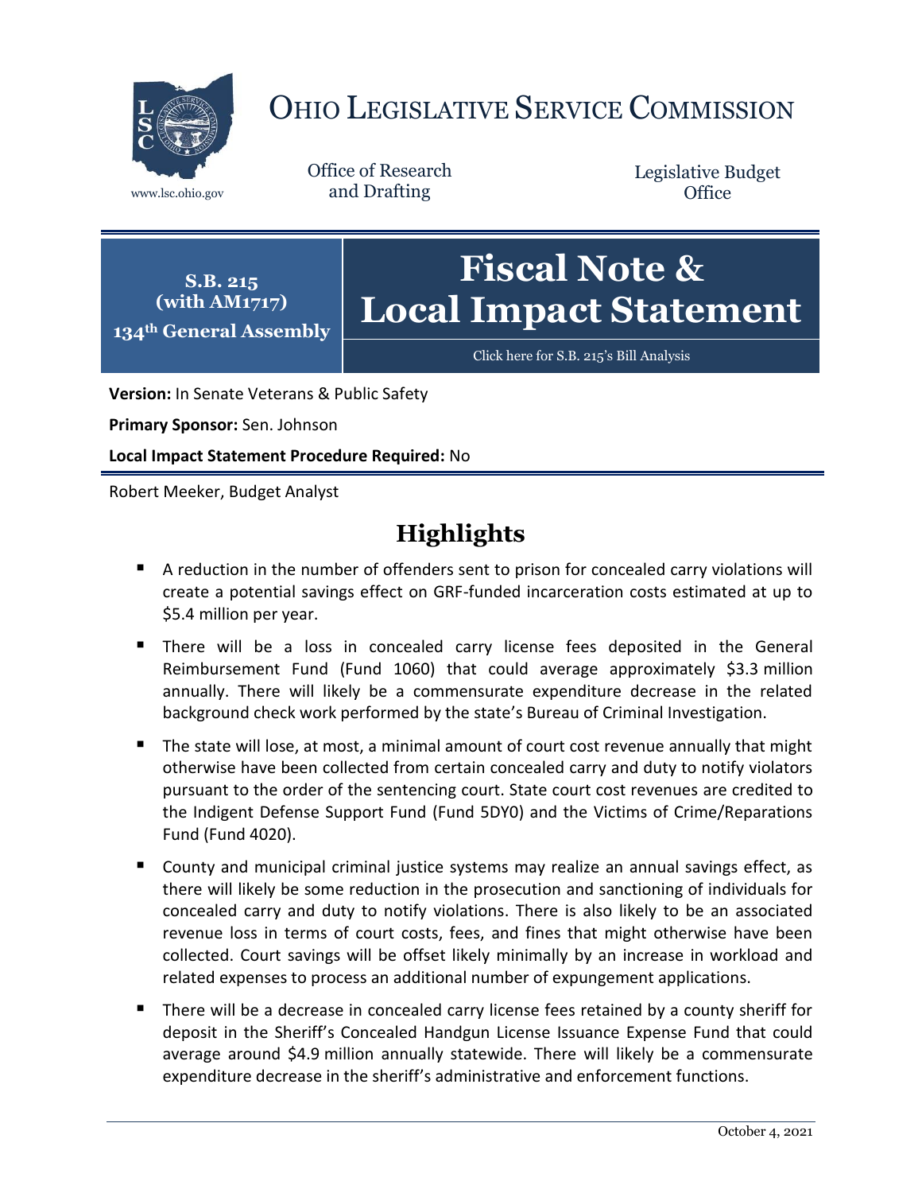# OHIO LEGISLATIVE SERVICE COMMISSION

www.lsc.ohio.gov

Office of Research and Drafting

Legislative Budget Office

**S.B. 215 (with AM1717)**
**134th General Assembly**

# Fiscal Note & Local Impact Statement

Click here for S.B. 215's Bill Analysis

**Version:** In Senate Veterans & Public Safety

**Primary Sponsor:** Sen. Johnson

**Local Impact Statement Procedure Required:** No

Robert Meeker, Budget Analyst

## Highlights

- A reduction in the number of offenders sent to prison for concealed carry violations will create a potential savings effect on GRF-funded incarceration costs estimated at up to \$5.4 million per year.
- There will be a loss in concealed carry license fees deposited in the General Reimbursement Fund (Fund 1060) that could average approximately \$3.3 million annually. There will likely be a commensurate expenditure decrease in the related background check work performed by the state's Bureau of Criminal Investigation.
- The state will lose, at most, a minimal amount of court cost revenue annually that might otherwise have been collected from certain concealed carry and duty to notify violators pursuant to the order of the sentencing court. State court cost revenues are credited to the Indigent Defense Support Fund (Fund 5DY0) and the Victims of Crime/Reparations Fund (Fund 4020).
- County and municipal criminal justice systems may realize an annual savings effect, as there will likely be some reduction in the prosecution and sanctioning of individuals for concealed carry and duty to notify violations. There is also likely to be an associated revenue loss in terms of court costs, fees, and fines that might otherwise have been collected. Court savings will be offset likely minimally by an increase in workload and related expenses to process an additional number of expungement applications.
- There will be a decrease in concealed carry license fees retained by a county sheriff for deposit in the Sheriff's Concealed Handgun License Issuance Expense Fund that could average around \$4.9 million annually statewide. There will likely be a commensurate expenditure decrease in the sheriff's administrative and enforcement functions.

October 4, 2021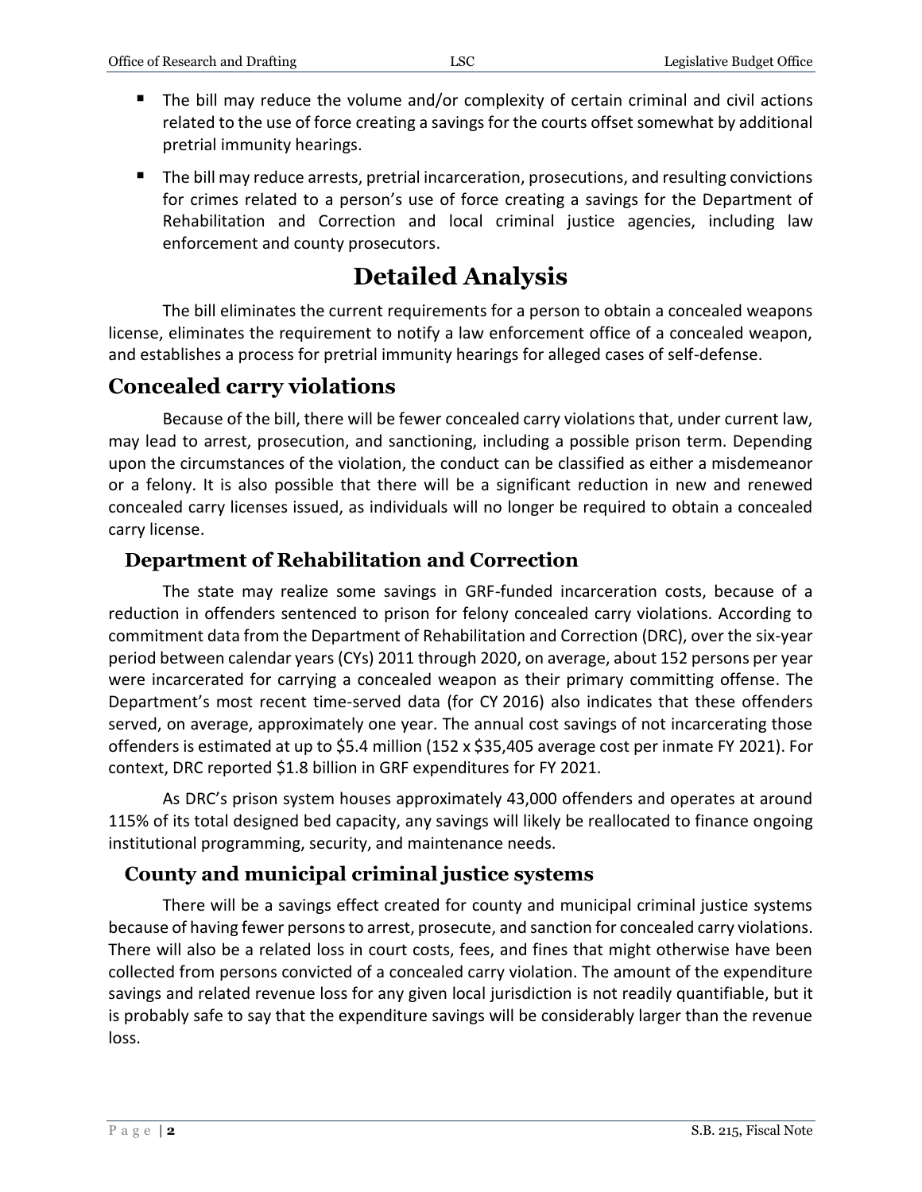- The bill may reduce the volume and/or complexity of certain criminal and civil actions related to the use of force creating a savings for the courts offset somewhat by additional pretrial immunity hearings.
- The bill may reduce arrests, pretrial incarceration, prosecutions, and resulting convictions for crimes related to a person's use of force creating a savings for the Department of Rehabilitation and Correction and local criminal justice agencies, including law enforcement and county prosecutors.

# Detailed Analysis

The bill eliminates the current requirements for a person to obtain a concealed weapons license, eliminates the requirement to notify a law enforcement office of a concealed weapon, and establishes a process for pretrial immunity hearings for alleged cases of self-defense.

## Concealed carry violations

Because of the bill, there will be fewer concealed carry violations that, under current law, may lead to arrest, prosecution, and sanctioning, including a possible prison term. Depending upon the circumstances of the violation, the conduct can be classified as either a misdemeanor or a felony. It is also possible that there will be a significant reduction in new and renewed concealed carry licenses issued, as individuals will no longer be required to obtain a concealed carry license.

### Department of Rehabilitation and Correction

The state may realize some savings in GRF-funded incarceration costs, because of a reduction in offenders sentenced to prison for felony concealed carry violations. According to commitment data from the Department of Rehabilitation and Correction (DRC), over the six-year period between calendar years (CYs) 2011 through 2020, on average, about 152 persons per year were incarcerated for carrying a concealed weapon as their primary committing offense. The Department's most recent time-served data (for CY 2016) also indicates that these offenders served, on average, approximately one year. The annual cost savings of not incarcerating those offenders is estimated at up to $5.4 million (152 x $35,405 average cost per inmate FY 2021). For context, DRC reported $1.8 billion in GRF expenditures for FY 2021.

As DRC's prison system houses approximately 43,000 offenders and operates at around 115% of its total designed bed capacity, any savings will likely be reallocated to finance ongoing institutional programming, security, and maintenance needs.

### County and municipal criminal justice systems

There will be a savings effect created for county and municipal criminal justice systems because of having fewer persons to arrest, prosecute, and sanction for concealed carry violations. There will also be a related loss in court costs, fees, and fines that might otherwise have been collected from persons convicted of a concealed carry violation. The amount of the expenditure savings and related revenue loss for any given local jurisdiction is not readily quantifiable, but it is probably safe to say that the expenditure savings will be considerably larger than the revenue loss.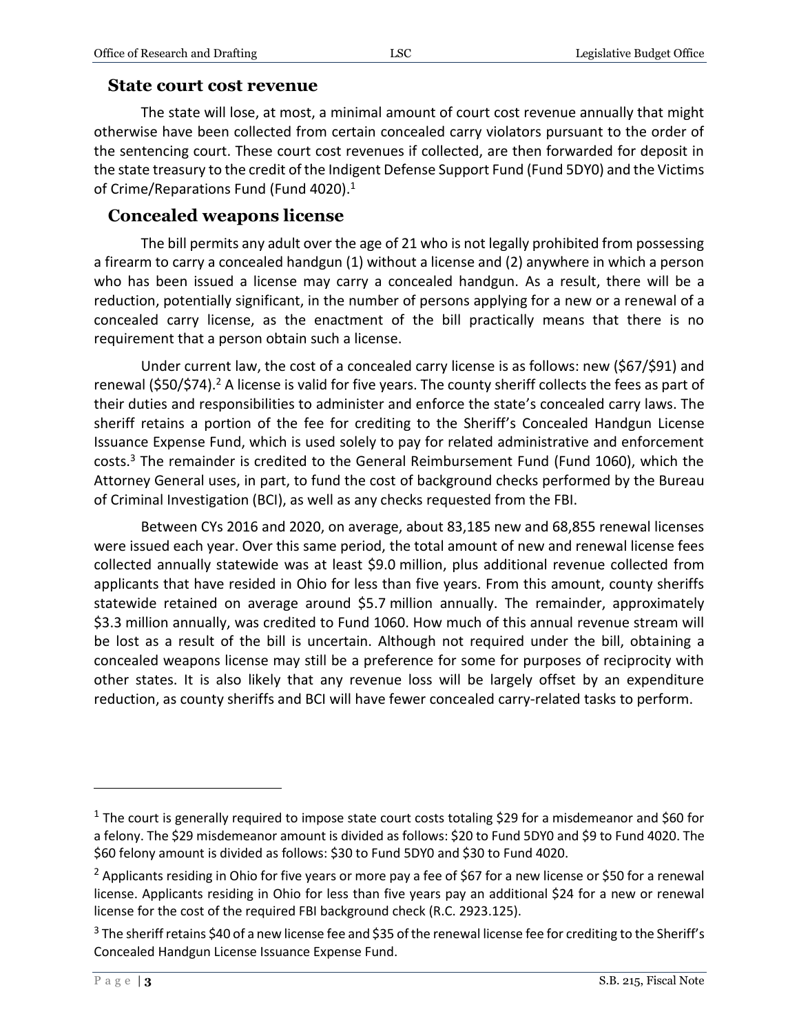### State court cost revenue

The state will lose, at most, a minimal amount of court cost revenue annually that might otherwise have been collected from certain concealed carry violators pursuant to the order of the sentencing court. These court cost revenues if collected, are then forwarded for deposit in the state treasury to the credit of the Indigent Defense Support Fund (Fund 5DY0) and the Victims of Crime/Reparations Fund (Fund 4020).[1]

### Concealed weapons license

The bill permits any adult over the age of 21 who is not legally prohibited from possessing a firearm to carry a concealed handgun (1) without a license and (2) anywhere in which a person who has been issued a license may carry a concealed handgun. As a result, there will be a reduction, potentially significant, in the number of persons applying for a new or a renewal of a concealed carry license, as the enactment of the bill practically means that there is no requirement that a person obtain such a license.

Under current law, the cost of a concealed carry license is as follows: new ($67/$91) and renewal ($50/$74).[2] A license is valid for five years. The county sheriff collects the fees as part of their duties and responsibilities to administer and enforce the state's concealed carry laws. The sheriff retains a portion of the fee for crediting to the Sheriff's Concealed Handgun License Issuance Expense Fund, which is used solely to pay for related administrative and enforcement costs.[3] The remainder is credited to the General Reimbursement Fund (Fund 1060), which the Attorney General uses, in part, to fund the cost of background checks performed by the Bureau of Criminal Investigation (BCI), as well as any checks requested from the FBI.

Between CYs 2016 and 2020, on average, about 83,185 new and 68,855 renewal licenses were issued each year. Over this same period, the total amount of new and renewal license fees collected annually statewide was at least $9.0 million, plus additional revenue collected from applicants that have resided in Ohio for less than five years. From this amount, county sheriffs statewide retained on average around $5.7 million annually. The remainder, approximately $3.3 million annually, was credited to Fund 1060. How much of this annual revenue stream will be lost as a result of the bill is uncertain. Although not required under the bill, obtaining a concealed weapons license may still be a preference for some for purposes of reciprocity with other states. It is also likely that any revenue loss will be largely offset by an expenditure reduction, as county sheriffs and BCI will have fewer concealed carry-related tasks to perform.

---

[1] The court is generally required to impose state court costs totaling $29 for a misdemeanor and $60 for a felony. The $29 misdemeanor amount is divided as follows: $20 to Fund 5DY0 and $9 to Fund 4020. The $60 felony amount is divided as follows: $30 to Fund 5DY0 and $30 to Fund 4020.

[2] Applicants residing in Ohio for five years or more pay a fee of $67 for a new license or $50 for a renewal license. Applicants residing in Ohio for less than five years pay an additional $24 for a new or renewal license for the cost of the required FBI background check (R.C. 2923.125).

[3] The sheriff retains $40 of a new license fee and $35 of the renewal license fee for crediting to the Sheriff's Concealed Handgun License Issuance Expense Fund.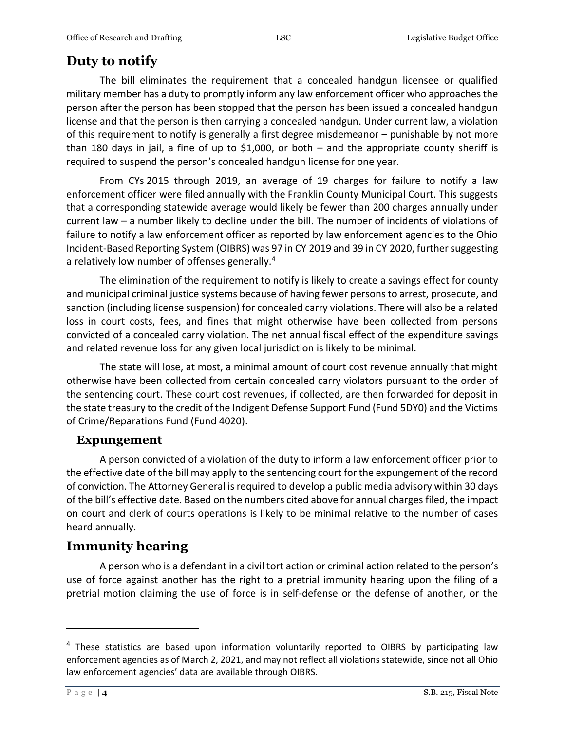## Duty to notify

The bill eliminates the requirement that a concealed handgun licensee or qualified military member has a duty to promptly inform any law enforcement officer who approaches the person after the person has been stopped that the person has been issued a concealed handgun license and that the person is then carrying a concealed handgun. Under current law, a violation of this requirement to notify is generally a first degree misdemeanor – punishable by not more than 180 days in jail, a fine of up to $1,000, or both – and the appropriate county sheriff is required to suspend the person's concealed handgun license for one year.

From CYs 2015 through 2019, an average of 19 charges for failure to notify a law enforcement officer were filed annually with the Franklin County Municipal Court. This suggests that a corresponding statewide average would likely be fewer than 200 charges annually under current law – a number likely to decline under the bill. The number of incidents of violations of failure to notify a law enforcement officer as reported by law enforcement agencies to the Ohio Incident-Based Reporting System (OIBRS) was 97 in CY 2019 and 39 in CY 2020, further suggesting a relatively low number of offenses generally.[4]

The elimination of the requirement to notify is likely to create a savings effect for county and municipal criminal justice systems because of having fewer persons to arrest, prosecute, and sanction (including license suspension) for concealed carry violations. There will also be a related loss in court costs, fees, and fines that might otherwise have been collected from persons convicted of a concealed carry violation. The net annual fiscal effect of the expenditure savings and related revenue loss for any given local jurisdiction is likely to be minimal.

The state will lose, at most, a minimal amount of court cost revenue annually that might otherwise have been collected from certain concealed carry violators pursuant to the order of the sentencing court. These court cost revenues, if collected, are then forwarded for deposit in the state treasury to the credit of the Indigent Defense Support Fund (Fund 5DY0) and the Victims of Crime/Reparations Fund (Fund 4020).

### Expungement

A person convicted of a violation of the duty to inform a law enforcement officer prior to the effective date of the bill may apply to the sentencing court for the expungement of the record of conviction. The Attorney General is required to develop a public media advisory within 30 days of the bill's effective date. Based on the numbers cited above for annual charges filed, the impact on court and clerk of courts operations is likely to be minimal relative to the number of cases heard annually.

## Immunity hearing

A person who is a defendant in a civil tort action or criminal action related to the person's use of force against another has the right to a pretrial immunity hearing upon the filing of a pretrial motion claiming the use of force is in self-defense or the defense of another, or the

---

[4] These statistics are based upon information voluntarily reported to OIBRS by participating law enforcement agencies as of March 2, 2021, and may not reflect all violations statewide, since not all Ohio law enforcement agencies' data are available through OIBRS.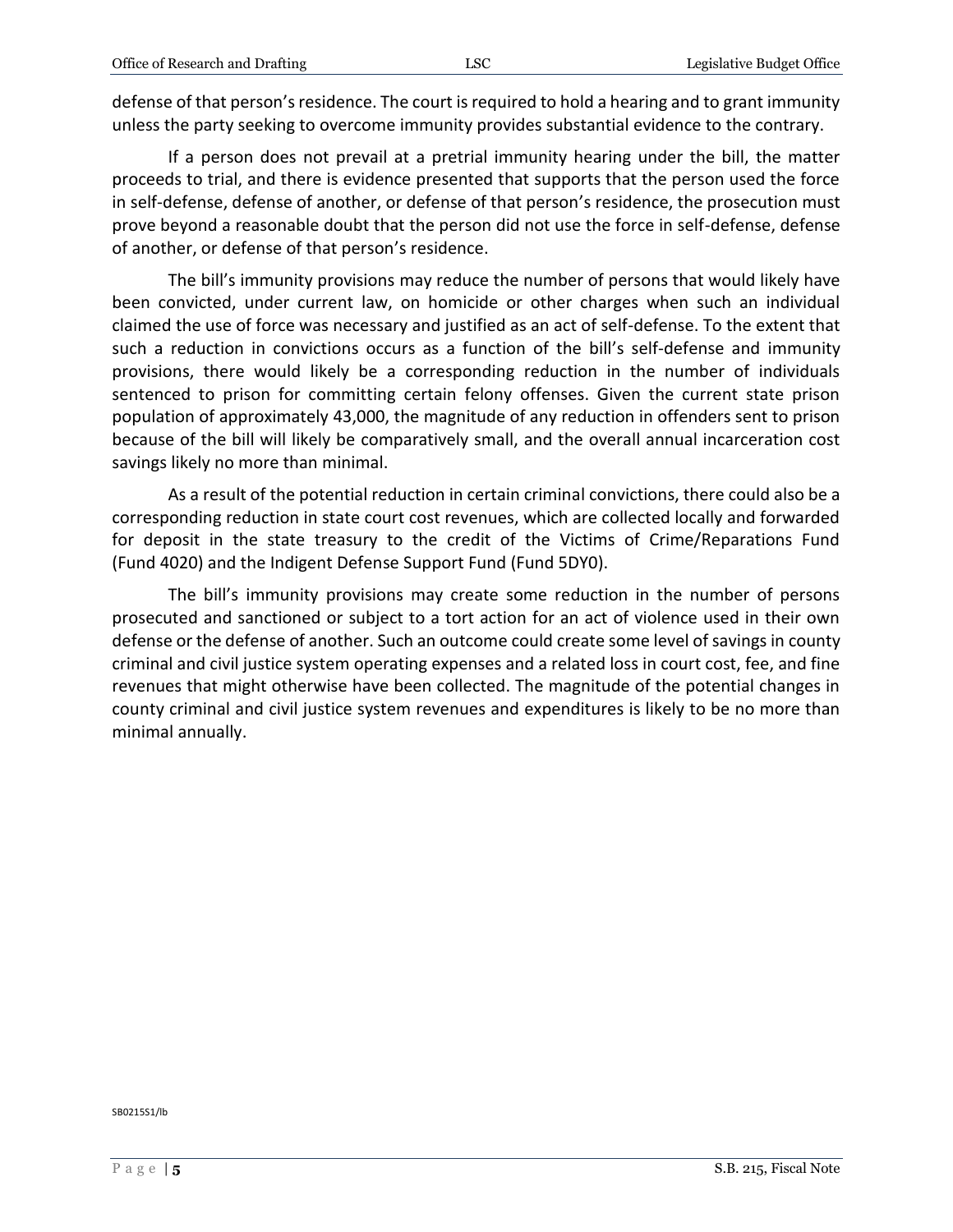defense of that person's residence. The court is required to hold a hearing and to grant immunity unless the party seeking to overcome immunity provides substantial evidence to the contrary.

If a person does not prevail at a pretrial immunity hearing under the bill, the matter proceeds to trial, and there is evidence presented that supports that the person used the force in self-defense, defense of another, or defense of that person's residence, the prosecution must prove beyond a reasonable doubt that the person did not use the force in self-defense, defense of another, or defense of that person's residence.

The bill's immunity provisions may reduce the number of persons that would likely have been convicted, under current law, on homicide or other charges when such an individual claimed the use of force was necessary and justified as an act of self-defense. To the extent that such a reduction in convictions occurs as a function of the bill's self-defense and immunity provisions, there would likely be a corresponding reduction in the number of individuals sentenced to prison for committing certain felony offenses. Given the current state prison population of approximately 43,000, the magnitude of any reduction in offenders sent to prison because of the bill will likely be comparatively small, and the overall annual incarceration cost savings likely no more than minimal.

As a result of the potential reduction in certain criminal convictions, there could also be a corresponding reduction in state court cost revenues, which are collected locally and forwarded for deposit in the state treasury to the credit of the Victims of Crime/Reparations Fund (Fund 4020) and the Indigent Defense Support Fund (Fund 5DY0).

The bill's immunity provisions may create some reduction in the number of persons prosecuted and sanctioned or subject to a tort action for an act of violence used in their own defense or the defense of another. Such an outcome could create some level of savings in county criminal and civil justice system operating expenses and a related loss in court cost, fee, and fine revenues that might otherwise have been collected. The magnitude of the potential changes in county criminal and civil justice system revenues and expenditures is likely to be no more than minimal annually.

SB0215S1/lb